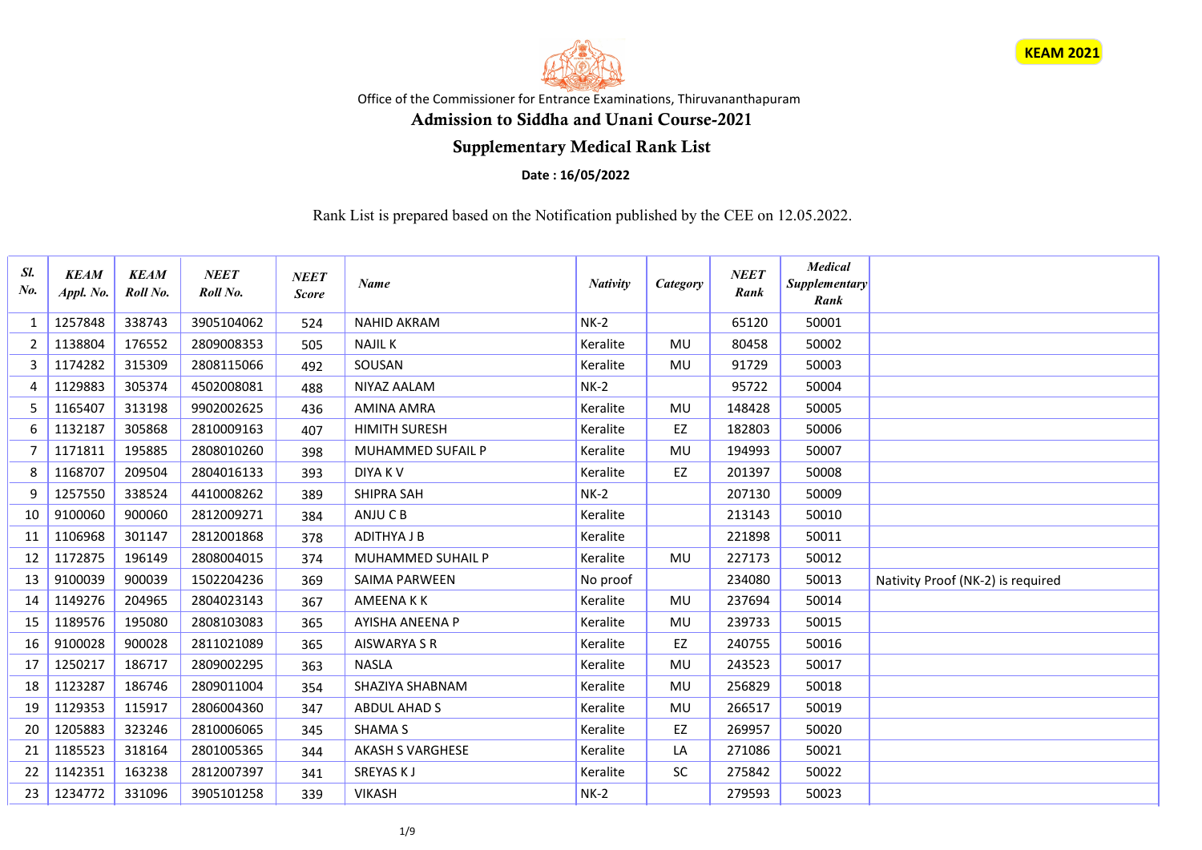KEAM 2021

Office of the Commissioner for Entrance Examinations, Thiruvananthapuram

# Admission to Siddha and Unani Course-2021

## Supplementary Medical Rank List

**Date : 16/05/2022**

Rank List is prepared based on the Notification published by the CEE on 12.05.2022.

| Sl. No. | KEAM Appl. No. | KEAM Roll No. | NEET Roll No. | NEET Score | Name | Nativity | Category | NEET Rank | Medical Supplementary Rank | |
|---|---|---|---|---|---|---|---|---|---|---|
| 1 | 1257848 | 338743 | 3905104062 | 524 | NAHID AKRAM | NK-2 | | 65120 | 50001 | |
| 2 | 1138804 | 176552 | 2809008353 | 505 | NAJIL K | Keralite | MU | 80458 | 50002 | |
| 3 | 1174282 | 315309 | 2808115066 | 492 | SOUSAN | Keralite | MU | 91729 | 50003 | |
| 4 | 1129883 | 305374 | 4502008081 | 488 | NIYAZ AALAM | NK-2 | | 95722 | 50004 | |
| 5 | 1165407 | 313198 | 9902002625 | 436 | AMINA AMRA | Keralite | MU | 148428 | 50005 | |
| 6 | 1132187 | 305868 | 2810009163 | 407 | HIMITH SURESH | Keralite | EZ | 182803 | 50006 | |
| 7 | 1171811 | 195885 | 2808010260 | 398 | MUHAMMED SUFAIL P | Keralite | MU | 194993 | 50007 | |
| 8 | 1168707 | 209504 | 2804016133 | 393 | DIYA K V | Keralite | EZ | 201397 | 50008 | |
| 9 | 1257550 | 338524 | 4410008262 | 389 | SHIPRA SAH | NK-2 | | 207130 | 50009 | |
| 10 | 9100060 | 900060 | 2812009271 | 384 | ANJU C B | Keralite | | 213143 | 50010 | |
| 11 | 1106968 | 301147 | 2812001868 | 378 | ADITHYA J B | Keralite | | 221898 | 50011 | |
| 12 | 1172875 | 196149 | 2808004015 | 374 | MUHAMMED SUHAIL P | Keralite | MU | 227173 | 50012 | |
| 13 | 9100039 | 900039 | 1502204236 | 369 | SAIMA PARWEEN | No proof | | 234080 | 50013 | Nativity Proof (NK-2) is required |
| 14 | 1149276 | 204965 | 2804023143 | 367 | AMEENA K K | Keralite | MU | 237694 | 50014 | |
| 15 | 1189576 | 195080 | 2808103083 | 365 | AYISHA ANEENA P | Keralite | MU | 239733 | 50015 | |
| 16 | 9100028 | 900028 | 2811021089 | 365 | AISWARYA S R | Keralite | EZ | 240755 | 50016 | |
| 17 | 1250217 | 186717 | 2809002295 | 363 | NASLA | Keralite | MU | 243523 | 50017 | |
| 18 | 1123287 | 186746 | 2809011004 | 354 | SHAZIYA SHABNAM | Keralite | MU | 256829 | 50018 | |
| 19 | 1129353 | 115917 | 2806004360 | 347 | ABDUL AHAD S | Keralite | MU | 266517 | 50019 | |
| 20 | 1205883 | 323246 | 2810006065 | 345 | SHAMA S | Keralite | EZ | 269957 | 50020 | |
| 21 | 1185523 | 318164 | 2801005365 | 344 | AKASH S VARGHESE | Keralite | LA | 271086 | 50021 | |
| 22 | 1142351 | 163238 | 2812007397 | 341 | SREYAS K J | Keralite | SC | 275842 | 50022 | |
| 23 | 1234772 | 331096 | 3905101258 | 339 | VIKASH | NK-2 | | 279593 | 50023 | |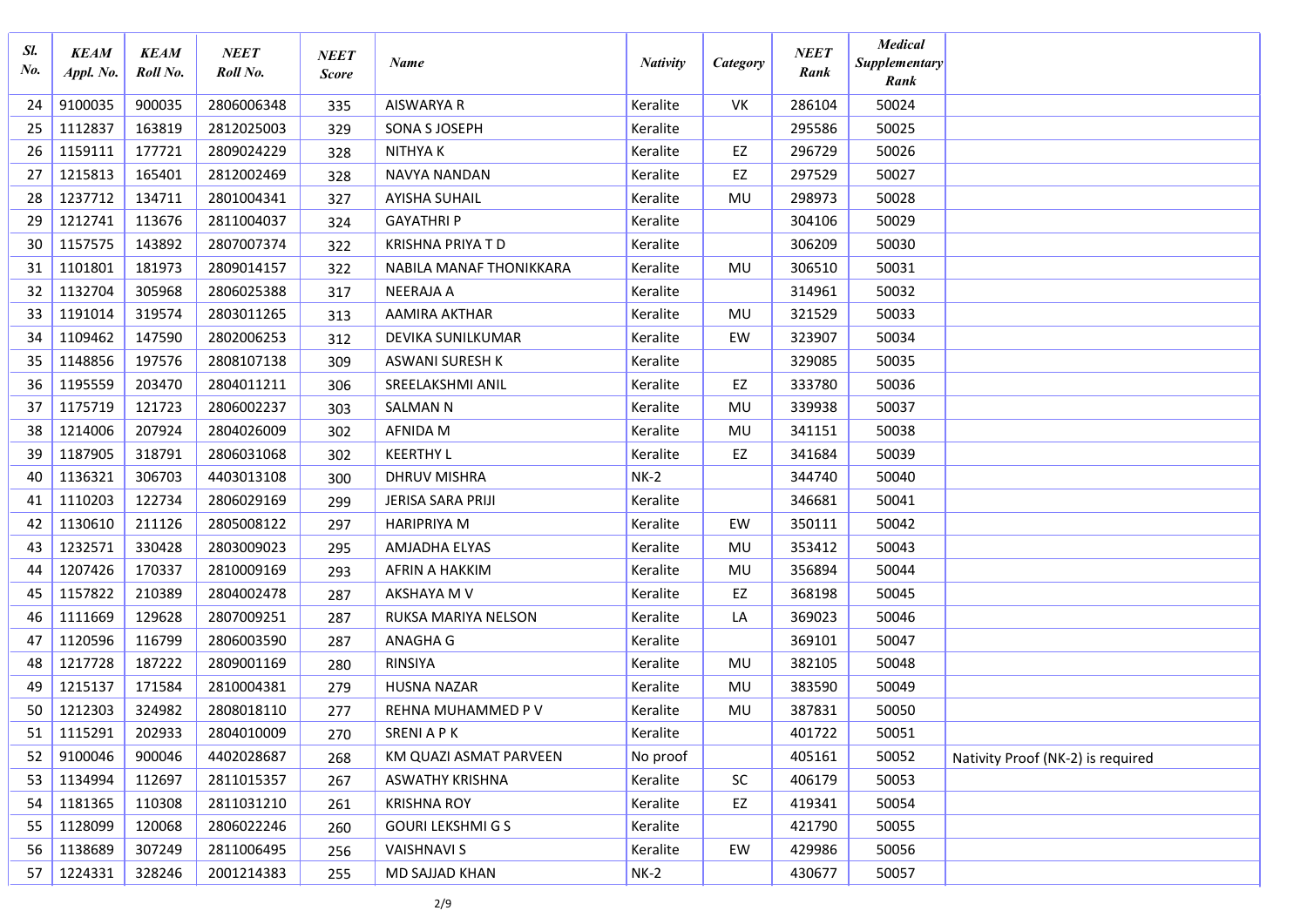| Sl. No. | KEAM Appl. No. | KEAM Roll No. | NEET Roll No. | NEET Score | Name | Nativity | Category | NEET Rank | Medical Supplementary Rank | |
|---|---|---|---|---|---|---|---|---|---|---|
| 24 | 9100035 | 900035 | 2806006348 | 335 | AISWARYA R | Keralite | VK | 286104 | 50024 | |
| 25 | 1112837 | 163819 | 2812025003 | 329 | SONA S JOSEPH | Keralite | | 295586 | 50025 | |
| 26 | 1159111 | 177721 | 2809024229 | 328 | NITHYA K | Keralite | EZ | 296729 | 50026 | |
| 27 | 1215813 | 165401 | 2812002469 | 328 | NAVYA NANDAN | Keralite | EZ | 297529 | 50027 | |
| 28 | 1237712 | 134711 | 2801004341 | 327 | AYISHA SUHAIL | Keralite | MU | 298973 | 50028 | |
| 29 | 1212741 | 113676 | 2811004037 | 324 | GAYATHRI P | Keralite | | 304106 | 50029 | |
| 30 | 1157575 | 143892 | 2807007374 | 322 | KRISHNA PRIYA T D | Keralite | | 306209 | 50030 | |
| 31 | 1101801 | 181973 | 2809014157 | 322 | NABILA MANAF THONIKKARA | Keralite | MU | 306510 | 50031 | |
| 32 | 1132704 | 305968 | 2806025388 | 317 | NEERAJA A | Keralite | | 314961 | 50032 | |
| 33 | 1191014 | 319574 | 2803011265 | 313 | AAMIRA AKTHAR | Keralite | MU | 321529 | 50033 | |
| 34 | 1109462 | 147590 | 2802006253 | 312 | DEVIKA SUNILKUMAR | Keralite | EW | 323907 | 50034 | |
| 35 | 1148856 | 197576 | 2808107138 | 309 | ASWANI SURESH K | Keralite | | 329085 | 50035 | |
| 36 | 1195559 | 203470 | 2804011211 | 306 | SREELAKSHMI ANIL | Keralite | EZ | 333780 | 50036 | |
| 37 | 1175719 | 121723 | 2806002237 | 303 | SALMAN N | Keralite | MU | 339938 | 50037 | |
| 38 | 1214006 | 207924 | 2804026009 | 302 | AFNIDA M | Keralite | MU | 341151 | 50038 | |
| 39 | 1187905 | 318791 | 2806031068 | 302 | KEERTHY L | Keralite | EZ | 341684 | 50039 | |
| 40 | 1136321 | 306703 | 4403013108 | 300 | DHRUV MISHRA | NK-2 | | 344740 | 50040 | |
| 41 | 1110203 | 122734 | 2806029169 | 299 | JERISA SARA PRIJI | Keralite | | 346681 | 50041 | |
| 42 | 1130610 | 211126 | 2805008122 | 297 | HARIPRIYA M | Keralite | EW | 350111 | 50042 | |
| 43 | 1232571 | 330428 | 2803009023 | 295 | AMJADHA ELYAS | Keralite | MU | 353412 | 50043 | |
| 44 | 1207426 | 170337 | 2810009169 | 293 | AFRIN A HAKKIM | Keralite | MU | 356894 | 50044 | |
| 45 | 1157822 | 210389 | 2804002478 | 287 | AKSHAYA M V | Keralite | EZ | 368198 | 50045 | |
| 46 | 1111669 | 129628 | 2807009251 | 287 | RUKSA MARIYA NELSON | Keralite | LA | 369023 | 50046 | |
| 47 | 1120596 | 116799 | 2806003590 | 287 | ANAGHA G | Keralite | | 369101 | 50047 | |
| 48 | 1217728 | 187222 | 2809001169 | 280 | RINSIYA | Keralite | MU | 382105 | 50048 | |
| 49 | 1215137 | 171584 | 2810004381 | 279 | HUSNA NAZAR | Keralite | MU | 383590 | 50049 | |
| 50 | 1212303 | 324982 | 2808018110 | 277 | REHNA MUHAMMED P V | Keralite | MU | 387831 | 50050 | |
| 51 | 1115291 | 202933 | 2804010009 | 270 | SRENI A P K | Keralite | | 401722 | 50051 | |
| 52 | 9100046 | 900046 | 4402028687 | 268 | KM QUAZI ASMAT PARVEEN | No proof | | 405161 | 50052 | Nativity Proof (NK-2) is required |
| 53 | 1134994 | 112697 | 2811015357 | 267 | ASWATHY KRISHNA | Keralite | SC | 406179 | 50053 | |
| 54 | 1181365 | 110308 | 2811031210 | 261 | KRISHNA ROY | Keralite | EZ | 419341 | 50054 | |
| 55 | 1128099 | 120068 | 2806022246 | 260 | GOURI LEKSHMI G S | Keralite | | 421790 | 50055 | |
| 56 | 1138689 | 307249 | 2811006495 | 256 | VAISHNAVI S | Keralite | EW | 429986 | 50056 | |
| 57 | 1224331 | 328246 | 2001214383 | 255 | MD SAJJAD KHAN | NK-2 | | 430677 | 50057 | |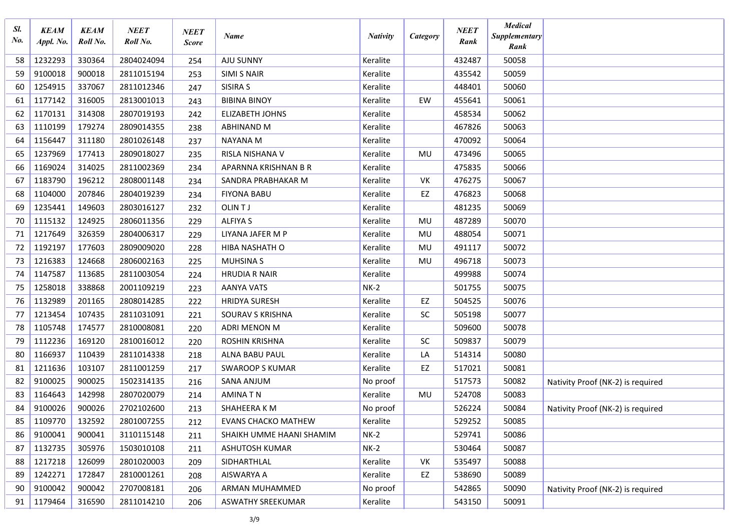| Sl. No. | KEAM Appl. No. | KEAM Roll No. | NEET Roll No. | NEET Score | Name | Nativity | Category | NEET Rank | Medical Supplementary Rank | |
|---|---|---|---|---|---|---|---|---|---|---|
| 58 | 1232293 | 330364 | 2804024094 | 254 | AJU SUNNY | Keralite | | 432487 | 50058 | |
| 59 | 9100018 | 900018 | 2811015194 | 253 | SIMI S NAIR | Keralite | | 435542 | 50059 | |
| 60 | 1254915 | 337067 | 2811012346 | 247 | SISIRA S | Keralite | | 448401 | 50060 | |
| 61 | 1177142 | 316005 | 2813001013 | 243 | BIBINA BINOY | Keralite | EW | 455641 | 50061 | |
| 62 | 1170131 | 314308 | 2807019193 | 242 | ELIZABETH JOHNS | Keralite | | 458534 | 50062 | |
| 63 | 1110199 | 179274 | 2809014355 | 238 | ABHINAND M | Keralite | | 467826 | 50063 | |
| 64 | 1156447 | 311180 | 2801026148 | 237 | NAYANA M | Keralite | | 470092 | 50064 | |
| 65 | 1237969 | 177413 | 2809018027 | 235 | RISLA NISHANA V | Keralite | MU | 473496 | 50065 | |
| 66 | 1169024 | 314025 | 2811002369 | 234 | APARNNA KRISHNAN B R | Keralite | | 475835 | 50066 | |
| 67 | 1183790 | 196212 | 2808001148 | 234 | SANDRA PRABHAKAR M | Keralite | VK | 476275 | 50067 | |
| 68 | 1104000 | 207846 | 2804019239 | 234 | FIYONA BABU | Keralite | EZ | 476823 | 50068 | |
| 69 | 1235441 | 149603 | 2803016127 | 232 | OLIN T J | Keralite | | 481235 | 50069 | |
| 70 | 1115132 | 124925 | 2806011356 | 229 | ALFIYA S | Keralite | MU | 487289 | 50070 | |
| 71 | 1217649 | 326359 | 2804006317 | 229 | LIYANA JAFER M P | Keralite | MU | 488054 | 50071 | |
| 72 | 1192197 | 177603 | 2809009020 | 228 | HIBA NASHATH O | Keralite | MU | 491117 | 50072 | |
| 73 | 1216383 | 124668 | 2806002163 | 225 | MUHSINA S | Keralite | MU | 496718 | 50073 | |
| 74 | 1147587 | 113685 | 2811003054 | 224 | HRUDIA R NAIR | Keralite | | 499988 | 50074 | |
| 75 | 1258018 | 338868 | 2001109219 | 223 | AANYA VATS | NK-2 | | 501755 | 50075 | |
| 76 | 1132989 | 201165 | 2808014285 | 222 | HRIDYA SURESH | Keralite | EZ | 504525 | 50076 | |
| 77 | 1213454 | 107435 | 2811031091 | 221 | SOURAV S KRISHNA | Keralite | SC | 505198 | 50077 | |
| 78 | 1105748 | 174577 | 2810008081 | 220 | ADRI MENON M | Keralite | | 509600 | 50078 | |
| 79 | 1112236 | 169120 | 2810016012 | 220 | ROSHIN KRISHNA | Keralite | SC | 509837 | 50079 | |
| 80 | 1166937 | 110439 | 2811014338 | 218 | ALNA BABU PAUL | Keralite | LA | 514314 | 50080 | |
| 81 | 1211636 | 103107 | 2811001259 | 217 | SWAROOP S KUMAR | Keralite | EZ | 517021 | 50081 | |
| 82 | 9100025 | 900025 | 1502314135 | 216 | SANA ANJUM | No proof | | 517573 | 50082 | Nativity Proof (NK-2) is required |
| 83 | 1164643 | 142998 | 2807020079 | 214 | AMINA T N | Keralite | MU | 524708 | 50083 | |
| 84 | 9100026 | 900026 | 2702102600 | 213 | SHAHEERA K M | No proof | | 526224 | 50084 | Nativity Proof (NK-2) is required |
| 85 | 1109770 | 132592 | 2801007255 | 212 | EVANS CHACKO MATHEW | Keralite | | 529252 | 50085 | |
| 86 | 9100041 | 900041 | 3110115148 | 211 | SHAIKH UMME HAANI SHAMIM | NK-2 | | 529741 | 50086 | |
| 87 | 1132735 | 305976 | 1503010108 | 211 | ASHUTOSH KUMAR | NK-2 | | 530464 | 50087 | |
| 88 | 1217218 | 126099 | 2801020003 | 209 | SIDHARTHLAL | Keralite | VK | 535497 | 50088 | |
| 89 | 1242271 | 172847 | 2810001261 | 208 | AISWARYA A | Keralite | EZ | 538690 | 50089 | |
| 90 | 9100042 | 900042 | 2707008181 | 206 | ARMAN MUHAMMED | No proof | | 542865 | 50090 | Nativity Proof (NK-2) is required |
| 91 | 1179464 | 316590 | 2811014210 | 206 | ASWATHY SREEKUMAR | Keralite | | 543150 | 50091 | |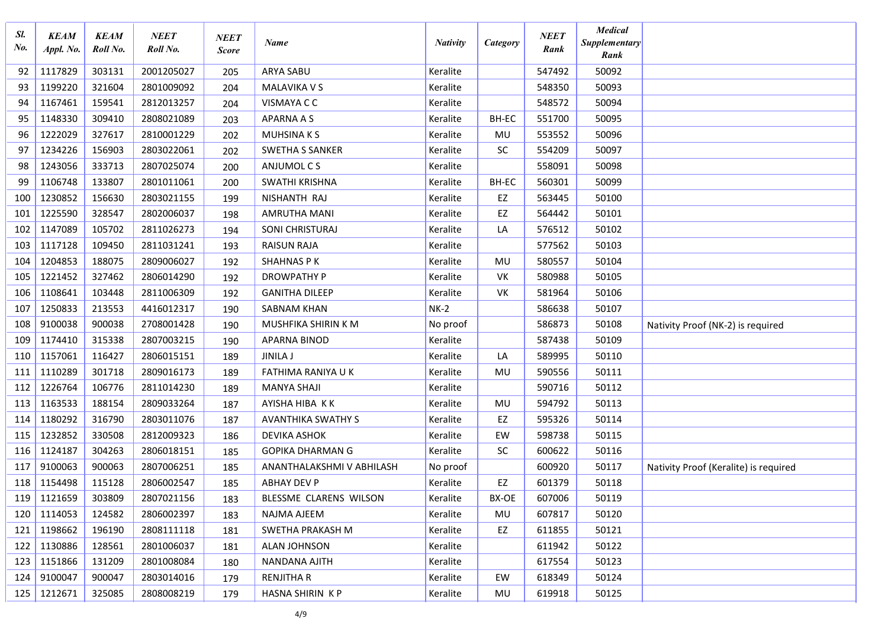| Sl. No. | KEAM Appl. No. | KEAM Roll No. | NEET Roll No. | NEET Score | Name | Nativity | Category | NEET Rank | Medical Supplementary Rank | |
|---|---|---|---|---|---|---|---|---|---|---|
| 92 | 1117829 | 303131 | 2001205027 | 205 | ARYA SABU | Keralite | | 547492 | 50092 | |
| 93 | 1199220 | 321604 | 2801009092 | 204 | MALAVIKA V S | Keralite | | 548350 | 50093 | |
| 94 | 1167461 | 159541 | 2812013257 | 204 | VISMAYA C C | Keralite | | 548572 | 50094 | |
| 95 | 1148330 | 309410 | 2808021089 | 203 | APARNA A S | Keralite | BH-EC | 551700 | 50095 | |
| 96 | 1222029 | 327617 | 2810001229 | 202 | MUHSINA K S | Keralite | MU | 553552 | 50096 | |
| 97 | 1234226 | 156903 | 2803022061 | 202 | SWETHA S SANKER | Keralite | SC | 554209 | 50097 | |
| 98 | 1243056 | 333713 | 2807025074 | 200 | ANJUMOL C S | Keralite | | 558091 | 50098 | |
| 99 | 1106748 | 133807 | 2801011061 | 200 | SWATHI KRISHNA | Keralite | BH-EC | 560301 | 50099 | |
| 100 | 1230852 | 156630 | 2803021155 | 199 | NISHANTH RAJ | Keralite | EZ | 563445 | 50100 | |
| 101 | 1225590 | 328547 | 2802006037 | 198 | AMRUTHA MANI | Keralite | EZ | 564442 | 50101 | |
| 102 | 1147089 | 105702 | 2811026273 | 194 | SONI CHRISTURAJ | Keralite | LA | 576512 | 50102 | |
| 103 | 1117128 | 109450 | 2811031241 | 193 | RAISUN RAJA | Keralite | | 577562 | 50103 | |
| 104 | 1204853 | 188075 | 2809006027 | 192 | SHAHNAS P K | Keralite | MU | 580557 | 50104 | |
| 105 | 1221452 | 327462 | 2806014290 | 192 | DROWPATHY P | Keralite | VK | 580988 | 50105 | |
| 106 | 1108641 | 103448 | 2811006309 | 192 | GANITHA DILEEP | Keralite | VK | 581964 | 50106 | |
| 107 | 1250833 | 213553 | 4416012317 | 190 | SABNAM KHAN | NK-2 | | 586638 | 50107 | |
| 108 | 9100038 | 900038 | 2708001428 | 190 | MUSHFIKA SHIRIN K M | No proof | | 586873 | 50108 | Nativity Proof (NK-2) is required |
| 109 | 1174410 | 315338 | 2807003215 | 190 | APARNA BINOD | Keralite | | 587438 | 50109 | |
| 110 | 1157061 | 116427 | 2806015151 | 189 | JINILA J | Keralite | LA | 589995 | 50110 | |
| 111 | 1110289 | 301718 | 2809016173 | 189 | FATHIMA RANIYA U K | Keralite | MU | 590556 | 50111 | |
| 112 | 1226764 | 106776 | 2811014230 | 189 | MANYA SHAJI | Keralite | | 590716 | 50112 | |
| 113 | 1163533 | 188154 | 2809033264 | 187 | AYISHA HIBA K K | Keralite | MU | 594792 | 50113 | |
| 114 | 1180292 | 316790 | 2803011076 | 187 | AVANTHIKA SWATHY S | Keralite | EZ | 595326 | 50114 | |
| 115 | 1232852 | 330508 | 2812009323 | 186 | DEVIKA ASHOK | Keralite | EW | 598738 | 50115 | |
| 116 | 1124187 | 304263 | 2806018151 | 185 | GOPIKA DHARMAN G | Keralite | SC | 600622 | 50116 | |
| 117 | 9100063 | 900063 | 2807006251 | 185 | ANANTHALAKSHMI V ABHILASH | No proof | | 600920 | 50117 | Nativity Proof (Keralite) is required |
| 118 | 1154498 | 115128 | 2806002547 | 185 | ABHAY DEV P | Keralite | EZ | 601379 | 50118 | |
| 119 | 1121659 | 303809 | 2807021156 | 183 | BLESSME CLARENS WILSON | Keralite | BX-OE | 607006 | 50119 | |
| 120 | 1114053 | 124582 | 2806002397 | 183 | NAJMA AJEEM | Keralite | MU | 607817 | 50120 | |
| 121 | 1198662 | 196190 | 2808111118 | 181 | SWETHA PRAKASH M | Keralite | EZ | 611855 | 50121 | |
| 122 | 1130886 | 128561 | 2801006037 | 181 | ALAN JOHNSON | Keralite | | 611942 | 50122 | |
| 123 | 1151866 | 131209 | 2801008084 | 180 | NANDANA AJITH | Keralite | | 617554 | 50123 | |
| 124 | 9100047 | 900047 | 2803014016 | 179 | RENJITHA R | Keralite | EW | 618349 | 50124 | |
| 125 | 1212671 | 325085 | 2808008219 | 179 | HASNA SHIRIN K P | Keralite | MU | 619918 | 50125 | |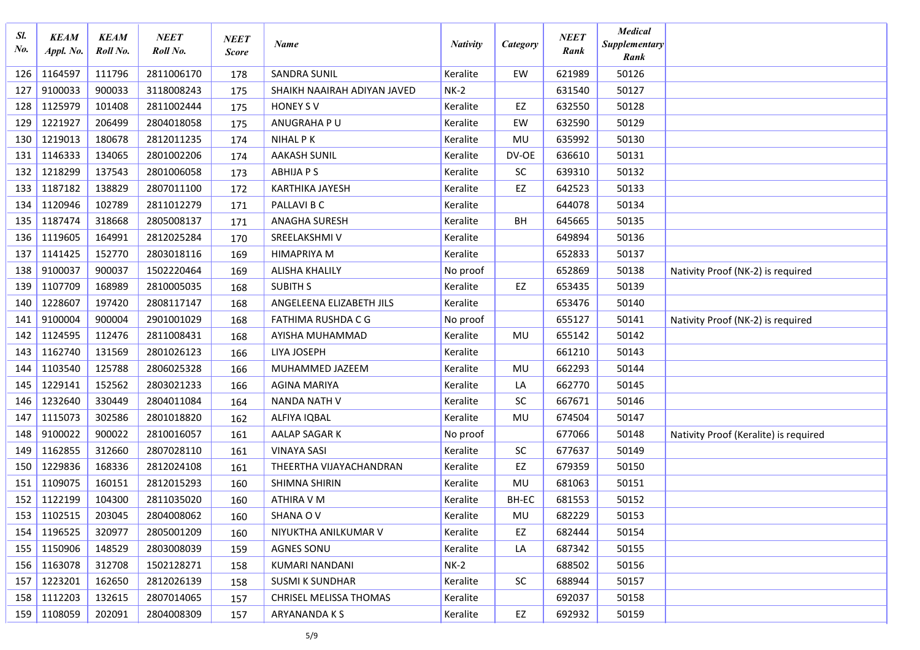| Sl. No. | KEAM Appl. No. | KEAM Roll No. | NEET Roll No. | NEET Score | Name | Nativity | Category | NEET Rank | Medical Supplementary Rank | |
|---|---|---|---|---|---|---|---|---|---|---|
| 126 | 1164597 | 111796 | 2811006170 | 178 | SANDRA SUNIL | Keralite | EW | 621989 | 50126 | |
| 127 | 9100033 | 900033 | 3118008243 | 175 | SHAIKH NAAIRAH ADIYAN JAVED | NK-2 | | 631540 | 50127 | |
| 128 | 1125979 | 101408 | 2811002444 | 175 | HONEY S V | Keralite | EZ | 632550 | 50128 | |
| 129 | 1221927 | 206499 | 2804018058 | 175 | ANUGRAHA P U | Keralite | EW | 632590 | 50129 | |
| 130 | 1219013 | 180678 | 2812011235 | 174 | NIHAL P K | Keralite | MU | 635992 | 50130 | |
| 131 | 1146333 | 134065 | 2801002206 | 174 | AAKASH SUNIL | Keralite | DV-OE | 636610 | 50131 | |
| 132 | 1218299 | 137543 | 2801006058 | 173 | ABHIJA P S | Keralite | SC | 639310 | 50132 | |
| 133 | 1187182 | 138829 | 2807011100 | 172 | KARTHIKA JAYESH | Keralite | EZ | 642523 | 50133 | |
| 134 | 1120946 | 102789 | 2811012279 | 171 | PALLAVI B C | Keralite | | 644078 | 50134 | |
| 135 | 1187474 | 318668 | 2805008137 | 171 | ANAGHA SURESH | Keralite | BH | 645665 | 50135 | |
| 136 | 1119605 | 164991 | 2812025284 | 170 | SREELAKSHMI V | Keralite | | 649894 | 50136 | |
| 137 | 1141425 | 152770 | 2803018116 | 169 | HIMAPRIYA M | Keralite | | 652833 | 50137 | |
| 138 | 9100037 | 900037 | 1502220464 | 169 | ALISHA KHALILY | No proof | | 652869 | 50138 | Nativity Proof (NK-2) is required |
| 139 | 1107709 | 168989 | 2810005035 | 168 | SUBITH S | Keralite | EZ | 653435 | 50139 | |
| 140 | 1228607 | 197420 | 2808117147 | 168 | ANGELEENA ELIZABETH JILS | Keralite | | 653476 | 50140 | |
| 141 | 9100004 | 900004 | 2901001029 | 168 | FATHIMA RUSHDA C G | No proof | | 655127 | 50141 | Nativity Proof (NK-2) is required |
| 142 | 1124595 | 112476 | 2811008431 | 168 | AYISHA MUHAMMAD | Keralite | MU | 655142 | 50142 | |
| 143 | 1162740 | 131569 | 2801026123 | 166 | LIYA JOSEPH | Keralite | | 661210 | 50143 | |
| 144 | 1103540 | 125788 | 2806025328 | 166 | MUHAMMED JAZEEM | Keralite | MU | 662293 | 50144 | |
| 145 | 1229141 | 152562 | 2803021233 | 166 | AGINA MARIYA | Keralite | LA | 662770 | 50145 | |
| 146 | 1232640 | 330449 | 2804011084 | 164 | NANDA NATH V | Keralite | SC | 667671 | 50146 | |
| 147 | 1115073 | 302586 | 2801018820 | 162 | ALFIYA IQBAL | Keralite | MU | 674504 | 50147 | |
| 148 | 9100022 | 900022 | 2810016057 | 161 | AALAP SAGAR K | No proof | | 677066 | 50148 | Nativity Proof (Keralite) is required |
| 149 | 1162855 | 312660 | 2807028110 | 161 | VINAYA SASI | Keralite | SC | 677637 | 50149 | |
| 150 | 1229836 | 168336 | 2812024108 | 161 | THEERTHA VIJAYACHANDRAN | Keralite | EZ | 679359 | 50150 | |
| 151 | 1109075 | 160151 | 2812015293 | 160 | SHIMNA SHIRIN | Keralite | MU | 681063 | 50151 | |
| 152 | 1122199 | 104300 | 2811035020 | 160 | ATHIRA V M | Keralite | BH-EC | 681553 | 50152 | |
| 153 | 1102515 | 203045 | 2804008062 | 160 | SHANA O V | Keralite | MU | 682229 | 50153 | |
| 154 | 1196525 | 320977 | 2805001209 | 160 | NIYUKTHA ANILKUMAR V | Keralite | EZ | 682444 | 50154 | |
| 155 | 1150906 | 148529 | 2803008039 | 159 | AGNES SONU | Keralite | LA | 687342 | 50155 | |
| 156 | 1163078 | 312708 | 1502128271 | 158 | KUMARI NANDANI | NK-2 | | 688502 | 50156 | |
| 157 | 1223201 | 162650 | 2812026139 | 158 | SUSMI K SUNDHAR | Keralite | SC | 688944 | 50157 | |
| 158 | 1112203 | 132615 | 2807014065 | 157 | CHRISEL MELISSA THOMAS | Keralite | | 692037 | 50158 | |
| 159 | 1108059 | 202091 | 2804008309 | 157 | ARYANANDA K S | Keralite | EZ | 692932 | 50159 | |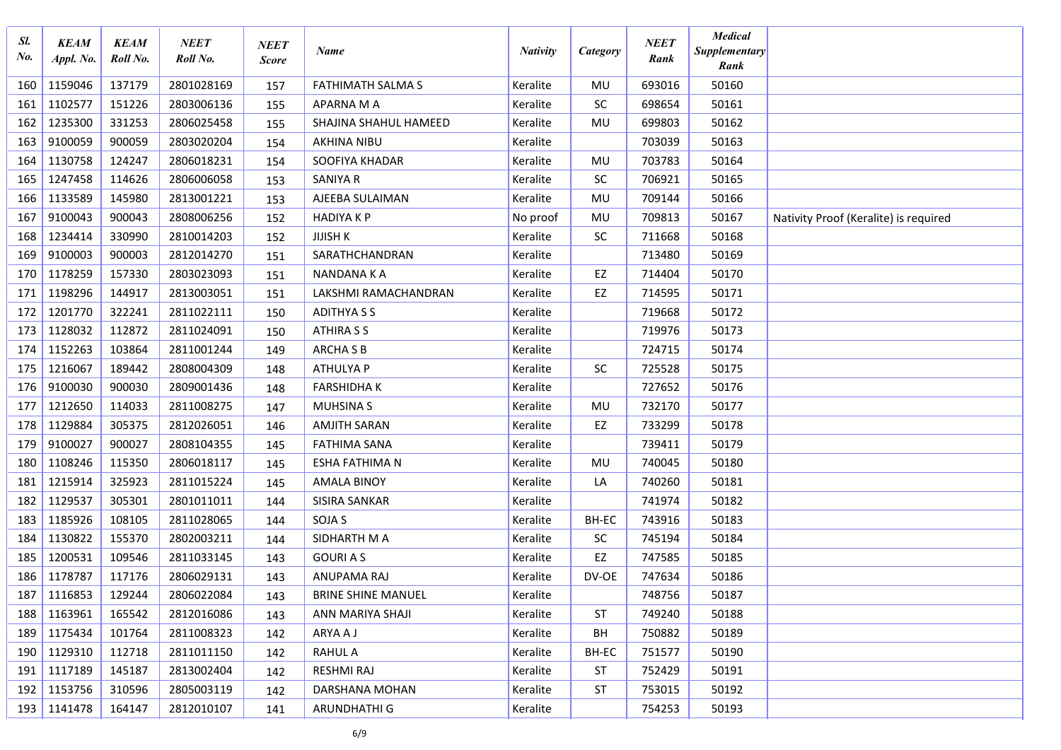| Sl. No. | KEAM Appl. No. | KEAM Roll No. | NEET Roll No. | NEET Score | Name | Nativity | Category | NEET Rank | Medical Supplementary Rank | |
|---|---|---|---|---|---|---|---|---|---|---|
| 160 | 1159046 | 137179 | 2801028169 | 157 | FATHIMATH SALMA S | Keralite | MU | 693016 | 50160 | |
| 161 | 1102577 | 151226 | 2803006136 | 155 | APARNA M A | Keralite | SC | 698654 | 50161 | |
| 162 | 1235300 | 331253 | 2806025458 | 155 | SHAJINA SHAHUL HAMEED | Keralite | MU | 699803 | 50162 | |
| 163 | 9100059 | 900059 | 2803020204 | 154 | AKHINA NIBU | Keralite | | 703039 | 50163 | |
| 164 | 1130758 | 124247 | 2806018231 | 154 | SOOFIYA KHADAR | Keralite | MU | 703783 | 50164 | |
| 165 | 1247458 | 114626 | 2806006058 | 153 | SANIYA R | Keralite | SC | 706921 | 50165 | |
| 166 | 1133589 | 145980 | 2813001221 | 153 | AJEEBA SULAIMAN | Keralite | MU | 709144 | 50166 | |
| 167 | 9100043 | 900043 | 2808006256 | 152 | HADIYA K P | No proof | MU | 709813 | 50167 | Nativity Proof (Keralite) is required |
| 168 | 1234414 | 330990 | 2810014203 | 152 | JIJISH K | Keralite | SC | 711668 | 50168 | |
| 169 | 9100003 | 900003 | 2812014270 | 151 | SARATHCHANDRAN | Keralite | | 713480 | 50169 | |
| 170 | 1178259 | 157330 | 2803023093 | 151 | NANDANA K A | Keralite | EZ | 714404 | 50170 | |
| 171 | 1198296 | 144917 | 2813003051 | 151 | LAKSHMI RAMACHANDRAN | Keralite | EZ | 714595 | 50171 | |
| 172 | 1201770 | 322241 | 2811022111 | 150 | ADITHYA S S | Keralite | | 719668 | 50172 | |
| 173 | 1128032 | 112872 | 2811024091 | 150 | ATHIRA S S | Keralite | | 719976 | 50173 | |
| 174 | 1152263 | 103864 | 2811001244 | 149 | ARCHA S B | Keralite | | 724715 | 50174 | |
| 175 | 1216067 | 189442 | 2808004309 | 148 | ATHULYA P | Keralite | SC | 725528 | 50175 | |
| 176 | 9100030 | 900030 | 2809001436 | 148 | FARSHIDHA K | Keralite | | 727652 | 50176 | |
| 177 | 1212650 | 114033 | 2811008275 | 147 | MUHSINA S | Keralite | MU | 732170 | 50177 | |
| 178 | 1129884 | 305375 | 2812026051 | 146 | AMJITH SARAN | Keralite | EZ | 733299 | 50178 | |
| 179 | 9100027 | 900027 | 2808104355 | 145 | FATHIMA SANA | Keralite | | 739411 | 50179 | |
| 180 | 1108246 | 115350 | 2806018117 | 145 | ESHA FATHIMA N | Keralite | MU | 740045 | 50180 | |
| 181 | 1215914 | 325923 | 2811015224 | 145 | AMALA BINOY | Keralite | LA | 740260 | 50181 | |
| 182 | 1129537 | 305301 | 2801011011 | 144 | SISIRA SANKAR | Keralite | | 741974 | 50182 | |
| 183 | 1185926 | 108105 | 2811028065 | 144 | SOJA S | Keralite | BH-EC | 743916 | 50183 | |
| 184 | 1130822 | 155370 | 2802003211 | 144 | SIDHARTH M A | Keralite | SC | 745194 | 50184 | |
| 185 | 1200531 | 109546 | 2811033145 | 143 | GOURI A S | Keralite | EZ | 747585 | 50185 | |
| 186 | 1178787 | 117176 | 2806029131 | 143 | ANUPAMA RAJ | Keralite | DV-OE | 747634 | 50186 | |
| 187 | 1116853 | 129244 | 2806022084 | 143 | BRINE SHINE MANUEL | Keralite | | 748756 | 50187 | |
| 188 | 1163961 | 165542 | 2812016086 | 143 | ANN MARIYA SHAJI | Keralite | ST | 749240 | 50188 | |
| 189 | 1175434 | 101764 | 2811008323 | 142 | ARYA A J | Keralite | BH | 750882 | 50189 | |
| 190 | 1129310 | 112718 | 2811011150 | 142 | RAHUL A | Keralite | BH-EC | 751577 | 50190 | |
| 191 | 1117189 | 145187 | 2813002404 | 142 | RESHMI RAJ | Keralite | ST | 752429 | 50191 | |
| 192 | 1153756 | 310596 | 2805003119 | 142 | DARSHANA MOHAN | Keralite | ST | 753015 | 50192 | |
| 193 | 1141478 | 164147 | 2812010107 | 141 | ARUNDHATHI G | Keralite | | 754253 | 50193 | |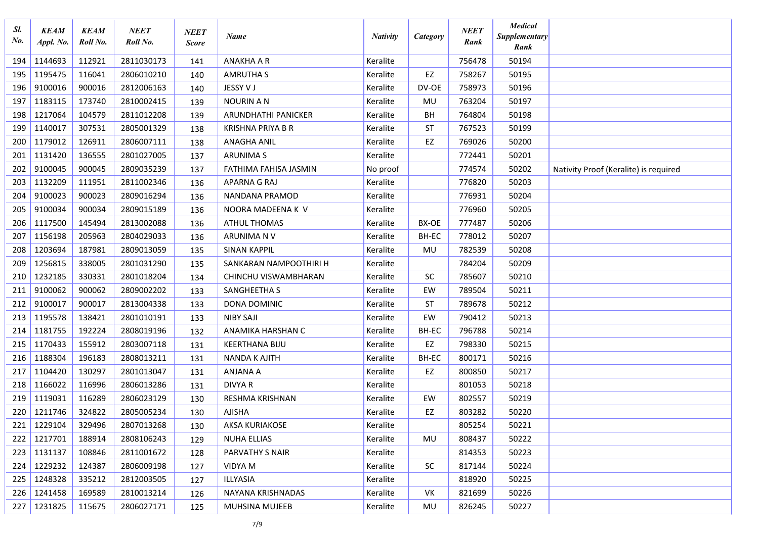| Sl. No. | KEAM Appl. No. | KEAM Roll No. | NEET Roll No. | NEET Score | Name | Nativity | Category | NEET Rank | Medical Supplementary Rank | |
|---|---|---|---|---|---|---|---|---|---|---|
| 194 | 1144693 | 112921 | 2811030173 | 141 | ANAKHA A R | Keralite | | 756478 | 50194 | |
| 195 | 1195475 | 116041 | 2806010210 | 140 | AMRUTHA S | Keralite | EZ | 758267 | 50195 | |
| 196 | 9100016 | 900016 | 2812006163 | 140 | JESSY V J | Keralite | DV-OE | 758973 | 50196 | |
| 197 | 1183115 | 173740 | 2810002415 | 139 | NOURIN A N | Keralite | MU | 763204 | 50197 | |
| 198 | 1217064 | 104579 | 2811012208 | 139 | ARUNDHATHI PANICKER | Keralite | BH | 764804 | 50198 | |
| 199 | 1140017 | 307531 | 2805001329 | 138 | KRISHNA PRIYA B R | Keralite | ST | 767523 | 50199 | |
| 200 | 1179012 | 126911 | 2806007111 | 138 | ANAGHA ANIL | Keralite | EZ | 769026 | 50200 | |
| 201 | 1131420 | 136555 | 2801027005 | 137 | ARUNIMA S | Keralite | | 772441 | 50201 | |
| 202 | 9100045 | 900045 | 2809035239 | 137 | FATHIMA FAHISA JASMIN | No proof | | 774574 | 50202 | Nativity Proof (Keralite) is required |
| 203 | 1132209 | 111951 | 2811002346 | 136 | APARNA G RAJ | Keralite | | 776820 | 50203 | |
| 204 | 9100023 | 900023 | 2809016294 | 136 | NANDANA PRAMOD | Keralite | | 776931 | 50204 | |
| 205 | 9100034 | 900034 | 2809015189 | 136 | NOORA MADEENA K V | Keralite | | 776960 | 50205 | |
| 206 | 1117500 | 145494 | 2813002088 | 136 | ATHUL THOMAS | Keralite | BX-OE | 777487 | 50206 | |
| 207 | 1156198 | 205963 | 2804029033 | 136 | ARUNIMA N V | Keralite | BH-EC | 778012 | 50207 | |
| 208 | 1203694 | 187981 | 2809013059 | 135 | SINAN KAPPIL | Keralite | MU | 782539 | 50208 | |
| 209 | 1256815 | 338005 | 2801031290 | 135 | SANKARAN NAMPOOTHIRI H | Keralite | | 784204 | 50209 | |
| 210 | 1232185 | 330331 | 2801018204 | 134 | CHINCHU VISWAMBHARAN | Keralite | SC | 785607 | 50210 | |
| 211 | 9100062 | 900062 | 2809002202 | 133 | SANGHEETHA S | Keralite | EW | 789504 | 50211 | |
| 212 | 9100017 | 900017 | 2813004338 | 133 | DONA DOMINIC | Keralite | ST | 789678 | 50212 | |
| 213 | 1195578 | 138421 | 2801010191 | 133 | NIBY SAJI | Keralite | EW | 790412 | 50213 | |
| 214 | 1181755 | 192224 | 2808019196 | 132 | ANAMIKA HARSHAN C | Keralite | BH-EC | 796788 | 50214 | |
| 215 | 1170433 | 155912 | 2803007118 | 131 | KEERTHANA BIJU | Keralite | EZ | 798330 | 50215 | |
| 216 | 1188304 | 196183 | 2808013211 | 131 | NANDA K AJITH | Keralite | BH-EC | 800171 | 50216 | |
| 217 | 1104420 | 130297 | 2801013047 | 131 | ANJANA A | Keralite | EZ | 800850 | 50217 | |
| 218 | 1166022 | 116996 | 2806013286 | 131 | DIVYA R | Keralite | | 801053 | 50218 | |
| 219 | 1119031 | 116289 | 2806023129 | 130 | RESHMA KRISHNAN | Keralite | EW | 802557 | 50219 | |
| 220 | 1211746 | 324822 | 2805005234 | 130 | AJISHA | Keralite | EZ | 803282 | 50220 | |
| 221 | 1229104 | 329496 | 2807013268 | 130 | AKSA KURIAKOSE | Keralite | | 805254 | 50221 | |
| 222 | 1217701 | 188914 | 2808106243 | 129 | NUHA ELLIAS | Keralite | MU | 808437 | 50222 | |
| 223 | 1131137 | 108846 | 2811001672 | 128 | PARVATHY S NAIR | Keralite | | 814353 | 50223 | |
| 224 | 1229232 | 124387 | 2806009198 | 127 | VIDYA M | Keralite | SC | 817144 | 50224 | |
| 225 | 1248328 | 335212 | 2812003505 | 127 | ILLYASIA | Keralite | | 818920 | 50225 | |
| 226 | 1241458 | 169589 | 2810013214 | 126 | NAYANA KRISHNADAS | Keralite | VK | 821699 | 50226 | |
| 227 | 1231825 | 115675 | 2806027171 | 125 | MUHSINA MUJEEB | Keralite | MU | 826245 | 50227 | |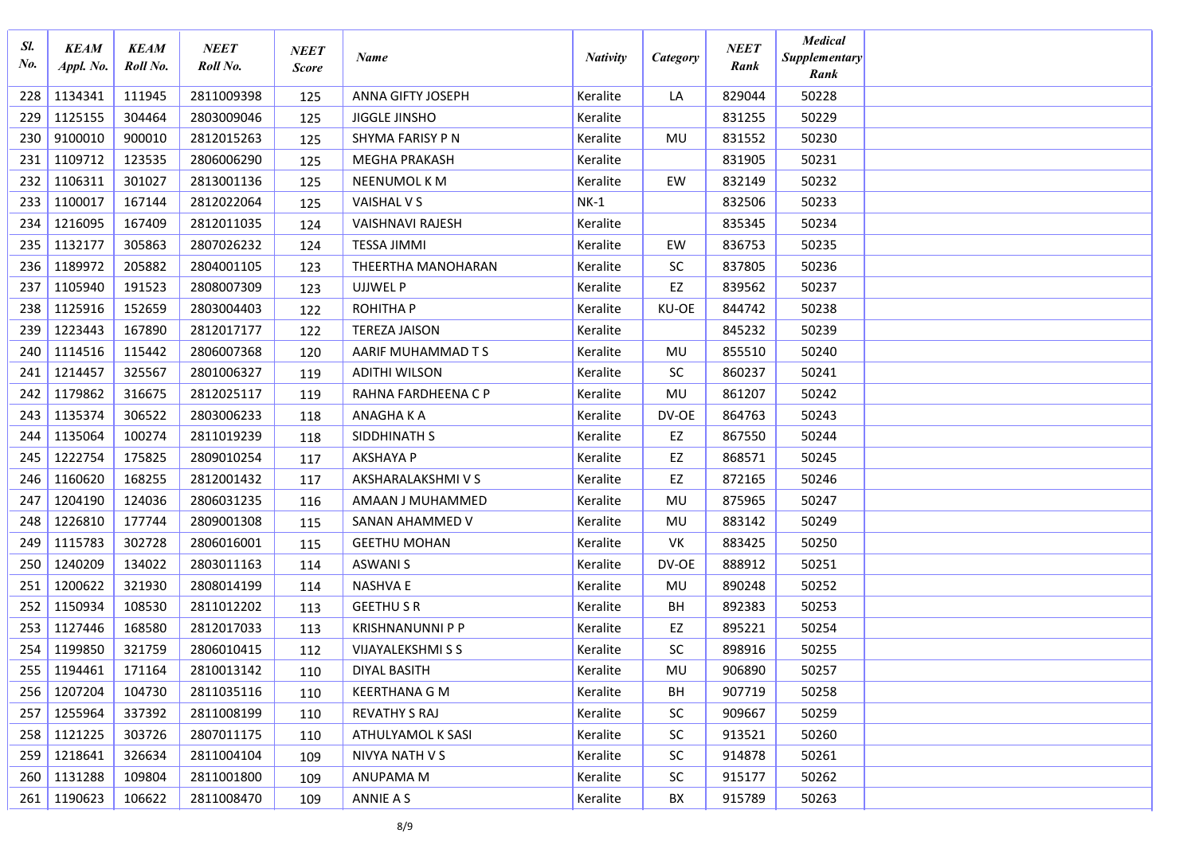| Sl. No. | KEAM Appl. No. | KEAM Roll No. | NEET Roll No. | NEET Score | Name | Nativity | Category | NEET Rank | Medical Supplementary Rank | |
|---|---|---|---|---|---|---|---|---|---|---|
| 228 | 1134341 | 111945 | 2811009398 | 125 | ANNA GIFTY JOSEPH | Keralite | LA | 829044 | 50228 | |
| 229 | 1125155 | 304464 | 2803009046 | 125 | JIGGLE JINSHO | Keralite | | 831255 | 50229 | |
| 230 | 9100010 | 900010 | 2812015263 | 125 | SHYMA FARISY P N | Keralite | MU | 831552 | 50230 | |
| 231 | 1109712 | 123535 | 2806006290 | 125 | MEGHA PRAKASH | Keralite | | 831905 | 50231 | |
| 232 | 1106311 | 301027 | 2813001136 | 125 | NEENUMOL K M | Keralite | EW | 832149 | 50232 | |
| 233 | 1100017 | 167144 | 2812022064 | 125 | VAISHAL V S | NK-1 | | 832506 | 50233 | |
| 234 | 1216095 | 167409 | 2812011035 | 124 | VAISHNAVI RAJESH | Keralite | | 835345 | 50234 | |
| 235 | 1132177 | 305863 | 2807026232 | 124 | TESSA JIMMI | Keralite | EW | 836753 | 50235 | |
| 236 | 1189972 | 205882 | 2804001105 | 123 | THEERTHA MANOHARAN | Keralite | SC | 837805 | 50236 | |
| 237 | 1105940 | 191523 | 2808007309 | 123 | UJJWEL P | Keralite | EZ | 839562 | 50237 | |
| 238 | 1125916 | 152659 | 2803004403 | 122 | ROHITHA P | Keralite | KU-OE | 844742 | 50238 | |
| 239 | 1223443 | 167890 | 2812017177 | 122 | TEREZA JAISON | Keralite | | 845232 | 50239 | |
| 240 | 1114516 | 115442 | 2806007368 | 120 | AARIF MUHAMMAD T S | Keralite | MU | 855510 | 50240 | |
| 241 | 1214457 | 325567 | 2801006327 | 119 | ADITHI WILSON | Keralite | SC | 860237 | 50241 | |
| 242 | 1179862 | 316675 | 2812025117 | 119 | RAHNA FARDHEENA C P | Keralite | MU | 861207 | 50242 | |
| 243 | 1135374 | 306522 | 2803006233 | 118 | ANAGHA K A | Keralite | DV-OE | 864763 | 50243 | |
| 244 | 1135064 | 100274 | 2811019239 | 118 | SIDDHINATH S | Keralite | EZ | 867550 | 50244 | |
| 245 | 1222754 | 175825 | 2809010254 | 117 | AKSHAYA P | Keralite | EZ | 868571 | 50245 | |
| 246 | 1160620 | 168255 | 2812001432 | 117 | AKSHARALAKSHMI V S | Keralite | EZ | 872165 | 50246 | |
| 247 | 1204190 | 124036 | 2806031235 | 116 | AMAAN J MUHAMMED | Keralite | MU | 875965 | 50247 | |
| 248 | 1226810 | 177744 | 2809001308 | 115 | SANAN AHAMMED V | Keralite | MU | 883142 | 50249 | |
| 249 | 1115783 | 302728 | 2806016001 | 115 | GEETHU MOHAN | Keralite | VK | 883425 | 50250 | |
| 250 | 1240209 | 134022 | 2803011163 | 114 | ASWANI S | Keralite | DV-OE | 888912 | 50251 | |
| 251 | 1200622 | 321930 | 2808014199 | 114 | NASHVA E | Keralite | MU | 890248 | 50252 | |
| 252 | 1150934 | 108530 | 2811012202 | 113 | GEETHU S R | Keralite | BH | 892383 | 50253 | |
| 253 | 1127446 | 168580 | 2812017033 | 113 | KRISHNANUNNI P P | Keralite | EZ | 895221 | 50254 | |
| 254 | 1199850 | 321759 | 2806010415 | 112 | VIJAYALEKSHMI S S | Keralite | SC | 898916 | 50255 | |
| 255 | 1194461 | 171164 | 2810013142 | 110 | DIYAL BASITH | Keralite | MU | 906890 | 50257 | |
| 256 | 1207204 | 104730 | 2811035116 | 110 | KEERTHANA G M | Keralite | BH | 907719 | 50258 | |
| 257 | 1255964 | 337392 | 2811008199 | 110 | REVATHY S RAJ | Keralite | SC | 909667 | 50259 | |
| 258 | 1121225 | 303726 | 2807011175 | 110 | ATHULYAMOL K SASI | Keralite | SC | 913521 | 50260 | |
| 259 | 1218641 | 326634 | 2811004104 | 109 | NIVYA NATH V S | Keralite | SC | 914878 | 50261 | |
| 260 | 1131288 | 109804 | 2811001800 | 109 | ANUPAMA M | Keralite | SC | 915177 | 50262 | |
| 261 | 1190623 | 106622 | 2811008470 | 109 | ANNIE A S | Keralite | BX | 915789 | 50263 | |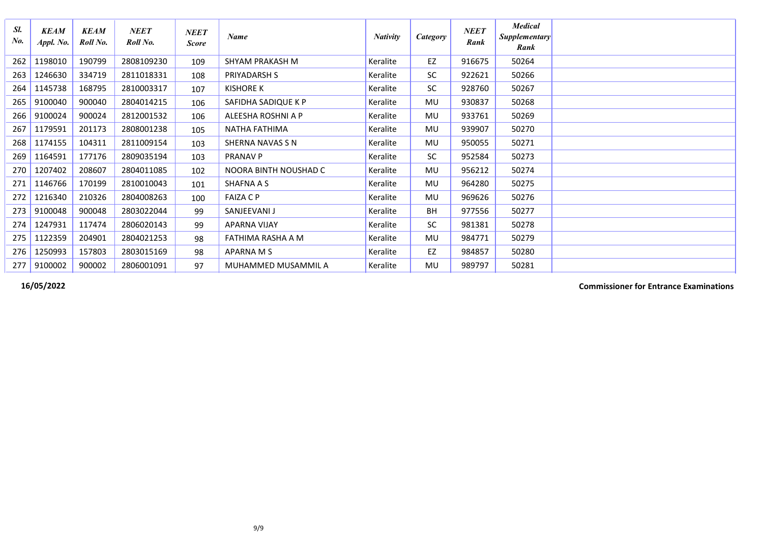| Sl. No. | KEAM Appl. No. | KEAM Roll No. | NEET Roll No. | NEET Score | Name | Nativity | Category | NEET Rank | Medical Supplementary Rank | |
|---|---|---|---|---|---|---|---|---|---|---|
| 262 | 1198010 | 190799 | 2808109230 | 109 | SHYAM PRAKASH M | Keralite | EZ | 916675 | 50264 | |
| 263 | 1246630 | 334719 | 2811018331 | 108 | PRIYADARSH S | Keralite | SC | 922621 | 50266 | |
| 264 | 1145738 | 168795 | 2810003317 | 107 | KISHORE K | Keralite | SC | 928760 | 50267 | |
| 265 | 9100040 | 900040 | 2804014215 | 106 | SAFIDHA SADIQUE K P | Keralite | MU | 930837 | 50268 | |
| 266 | 9100024 | 900024 | 2812001532 | 106 | ALEESHA ROSHNI A P | Keralite | MU | 933761 | 50269 | |
| 267 | 1179591 | 201173 | 2808001238 | 105 | NATHA FATHIMA | Keralite | MU | 939907 | 50270 | |
| 268 | 1174155 | 104311 | 2811009154 | 103 | SHERNA NAVAS S N | Keralite | MU | 950055 | 50271 | |
| 269 | 1164591 | 177176 | 2809035194 | 103 | PRANAV P | Keralite | SC | 952584 | 50273 | |
| 270 | 1207402 | 208607 | 2804011085 | 102 | NOORA BINTH NOUSHAD C | Keralite | MU | 956212 | 50274 | |
| 271 | 1146766 | 170199 | 2810010043 | 101 | SHAFNA A S | Keralite | MU | 964280 | 50275 | |
| 272 | 1216340 | 210326 | 2804008263 | 100 | FAIZA C P | Keralite | MU | 969626 | 50276 | |
| 273 | 9100048 | 900048 | 2803022044 | 99 | SANJEEVANI J | Keralite | BH | 977556 | 50277 | |
| 274 | 1247931 | 117474 | 2806020143 | 99 | APARNA VIJAY | Keralite | SC | 981381 | 50278 | |
| 275 | 1122359 | 204901 | 2804021253 | 98 | FATHIMA RASHA A M | Keralite | MU | 984771 | 50279 | |
| 276 | 1250993 | 157803 | 2803015169 | 98 | APARNA M S | Keralite | EZ | 984857 | 50280 | |
| 277 | 9100002 | 900002 | 2806001091 | 97 | MUHAMMED MUSAMMIL A | Keralite | MU | 989797 | 50281 | |

**16/05/2022**

**Commissioner for Entrance Examinations**